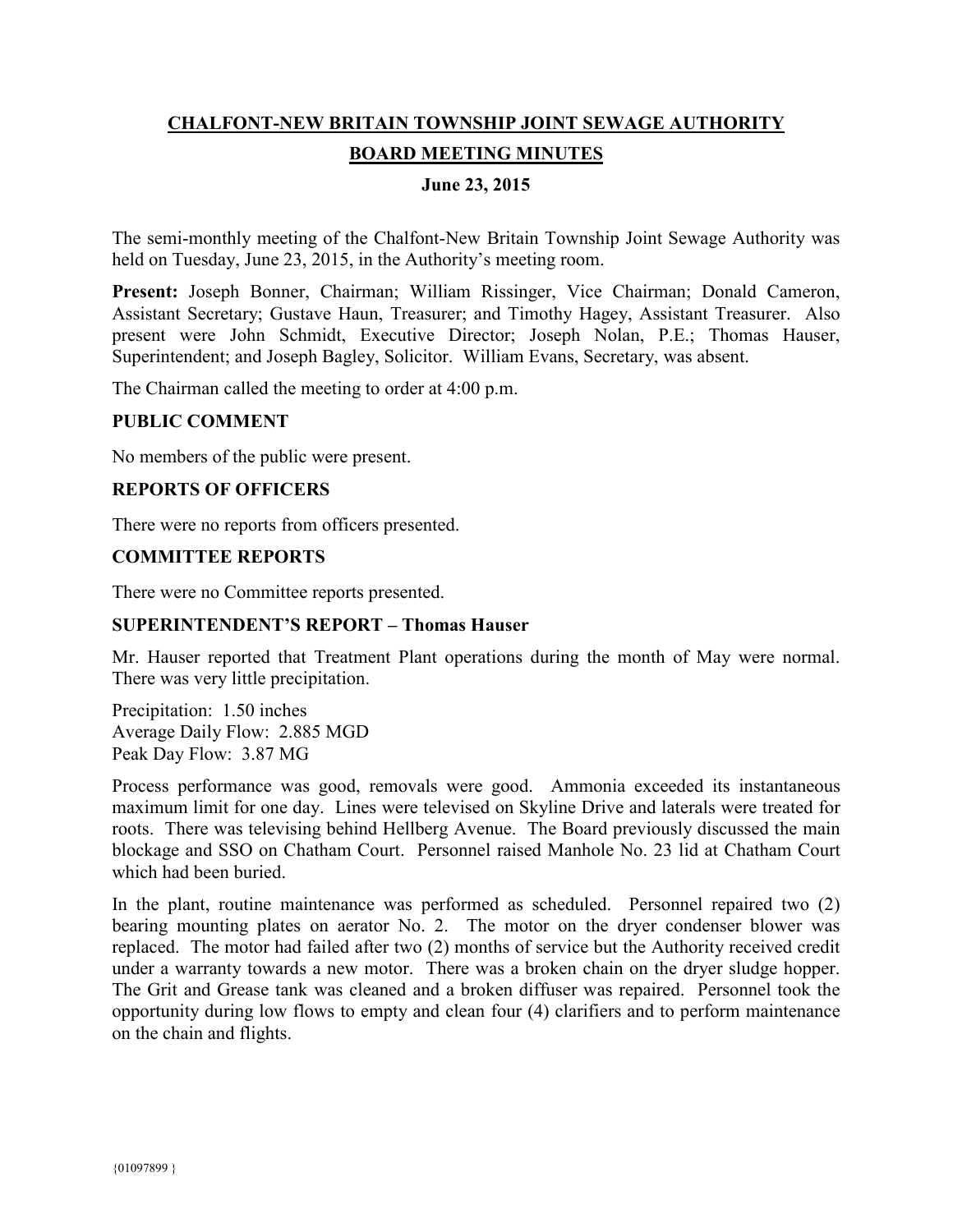# CHALFONT-NEW BRITAIN TOWNSHIP JOINT SEWAGE AUTHORITY

## BOARD MEETING MINUTES

**June 23, 2015**

The semi-monthly meeting of the Chalfont-New Britain Township Joint Sewage Authority was held on Tuesday, June 23, 2015, in the Authority's meeting room.

**Present:** Joseph Bonner, Chairman; William Rissinger, Vice Chairman; Donald Cameron, Assistant Secretary; Gustave Haun, Treasurer; and Timothy Hagey, Assistant Treasurer. Also present were John Schmidt, Executive Director; Joseph Nolan, P.E.; Thomas Hauser, Superintendent; and Joseph Bagley, Solicitor. William Evans, Secretary, was absent.

The Chairman called the meeting to order at 4:00 p.m.

### PUBLIC COMMENT

No members of the public were present.

### REPORTS OF OFFICERS

There were no reports from officers presented.

### COMMITTEE REPORTS

There were no Committee reports presented.

### SUPERINTENDENT'S REPORT – Thomas Hauser

Mr. Hauser reported that Treatment Plant operations during the month of May were normal. There was very little precipitation.

Precipitation: 1.50 inches
Average Daily Flow: 2.885 MGD
Peak Day Flow: 3.87 MG

Process performance was good, removals were good. Ammonia exceeded its instantaneous maximum limit for one day. Lines were televised on Skyline Drive and laterals were treated for roots. There was televising behind Hellberg Avenue. The Board previously discussed the main blockage and SSO on Chatham Court. Personnel raised Manhole No. 23 lid at Chatham Court which had been buried.

In the plant, routine maintenance was performed as scheduled. Personnel repaired two (2) bearing mounting plates on aerator No. 2. The motor on the dryer condenser blower was replaced. The motor had failed after two (2) months of service but the Authority received credit under a warranty towards a new motor. There was a broken chain on the dryer sludge hopper. The Grit and Grease tank was cleaned and a broken diffuser was repaired. Personnel took the opportunity during low flows to empty and clean four (4) clarifiers and to perform maintenance on the chain and flights.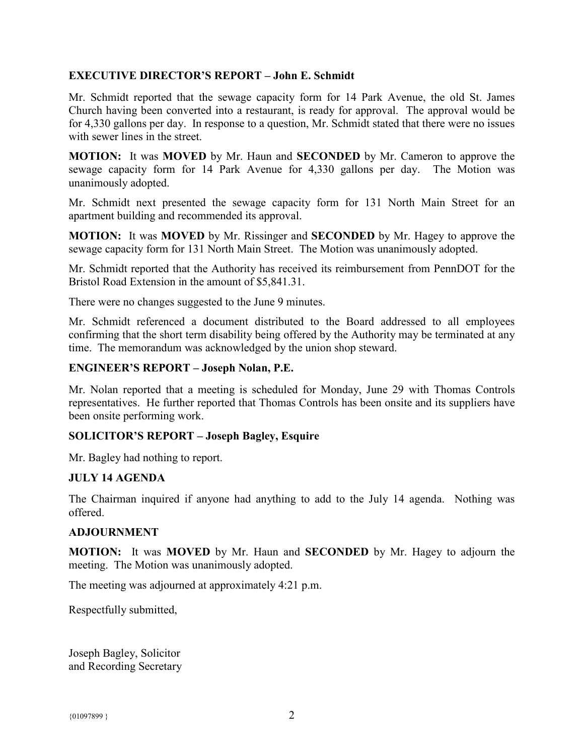**EXECUTIVE DIRECTOR'S REPORT – John E. Schmidt**

Mr. Schmidt reported that the sewage capacity form for 14 Park Avenue, the old St. James Church having been converted into a restaurant, is ready for approval. The approval would be for 4,330 gallons per day. In response to a question, Mr. Schmidt stated that there were no issues with sewer lines in the street.

**MOTION:** It was **MOVED** by Mr. Haun and **SECONDED** by Mr. Cameron to approve the sewage capacity form for 14 Park Avenue for 4,330 gallons per day. The Motion was unanimously adopted.

Mr. Schmidt next presented the sewage capacity form for 131 North Main Street for an apartment building and recommended its approval.

**MOTION:** It was **MOVED** by Mr. Rissinger and **SECONDED** by Mr. Hagey to approve the sewage capacity form for 131 North Main Street. The Motion was unanimously adopted.

Mr. Schmidt reported that the Authority has received its reimbursement from PennDOT for the Bristol Road Extension in the amount of $5,841.31.

There were no changes suggested to the June 9 minutes.

Mr. Schmidt referenced a document distributed to the Board addressed to all employees confirming that the short term disability being offered by the Authority may be terminated at any time. The memorandum was acknowledged by the union shop steward.

**ENGINEER'S REPORT – Joseph Nolan, P.E.**

Mr. Nolan reported that a meeting is scheduled for Monday, June 29 with Thomas Controls representatives. He further reported that Thomas Controls has been onsite and its suppliers have been onsite performing work.

**SOLICITOR'S REPORT – Joseph Bagley, Esquire**

Mr. Bagley had nothing to report.

**JULY 14 AGENDA**

The Chairman inquired if anyone had anything to add to the July 14 agenda. Nothing was offered.

**ADJOURNMENT**

**MOTION:** It was **MOVED** by Mr. Haun and **SECONDED** by Mr. Hagey to adjourn the meeting. The Motion was unanimously adopted.

The meeting was adjourned at approximately 4:21 p.m.

Respectfully submitted,

Joseph Bagley, Solicitor
and Recording Secretary

{01097899 }